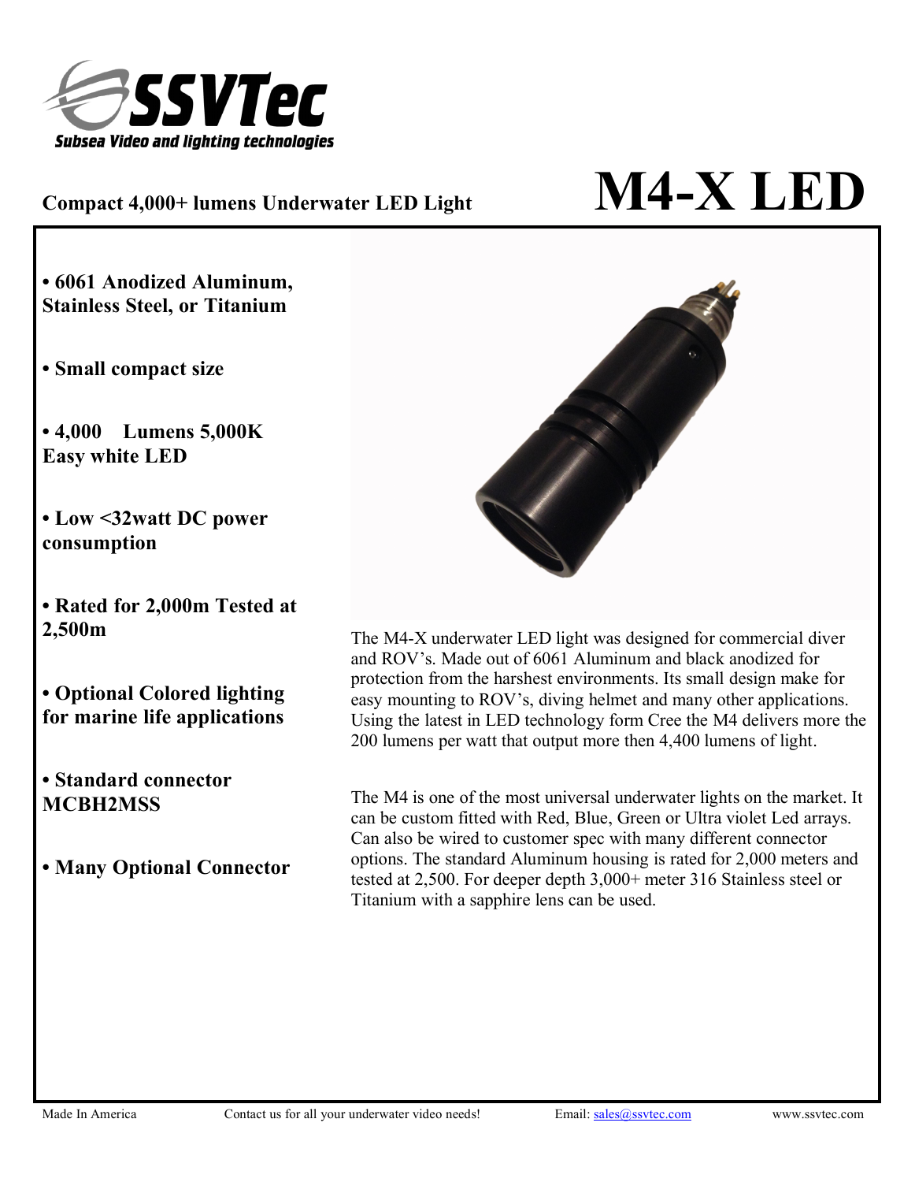SSVTec

*Subsea Video and lighting technologies*

# M4-X LED

**Compact 4,000+ lumens Underwater LED Light**

- **6061 Anodized Aluminum, Stainless Steel, or Titanium**
- **Small compact size**
- **4,000 Lumens 5,000K Easy white LED**
- **Low <32watt DC power consumption**
- **Rated for 2,000m Tested at 2,500m**
- **Optional Colored lighting for marine life applications**
- **Standard connector MCBH2MSS**
- **Many Optional Connector**

The M4-X underwater LED light was designed for commercial diver and ROV's. Made out of 6061 Aluminum and black anodized for protection from the harshest environments. Its small design make for easy mounting to ROV's, diving helmet and many other applications. Using the latest in LED technology form Cree the M4 delivers more the 200 lumens per watt that output more then 4,400 lumens of light.

The M4 is one of the most universal underwater lights on the market. It can be custom fitted with Red, Blue, Green or Ultra violet Led arrays. Can also be wired to customer spec with many different connector options. The standard Aluminum housing is rated for 2,000 meters and tested at 2,500. For deeper depth 3,000+ meter 316 Stainless steel or Titanium with a sapphire lens can be used.

Made In America — Contact us for all your underwater video needs! — Email: sales@ssvtec.com — www.ssvtec.com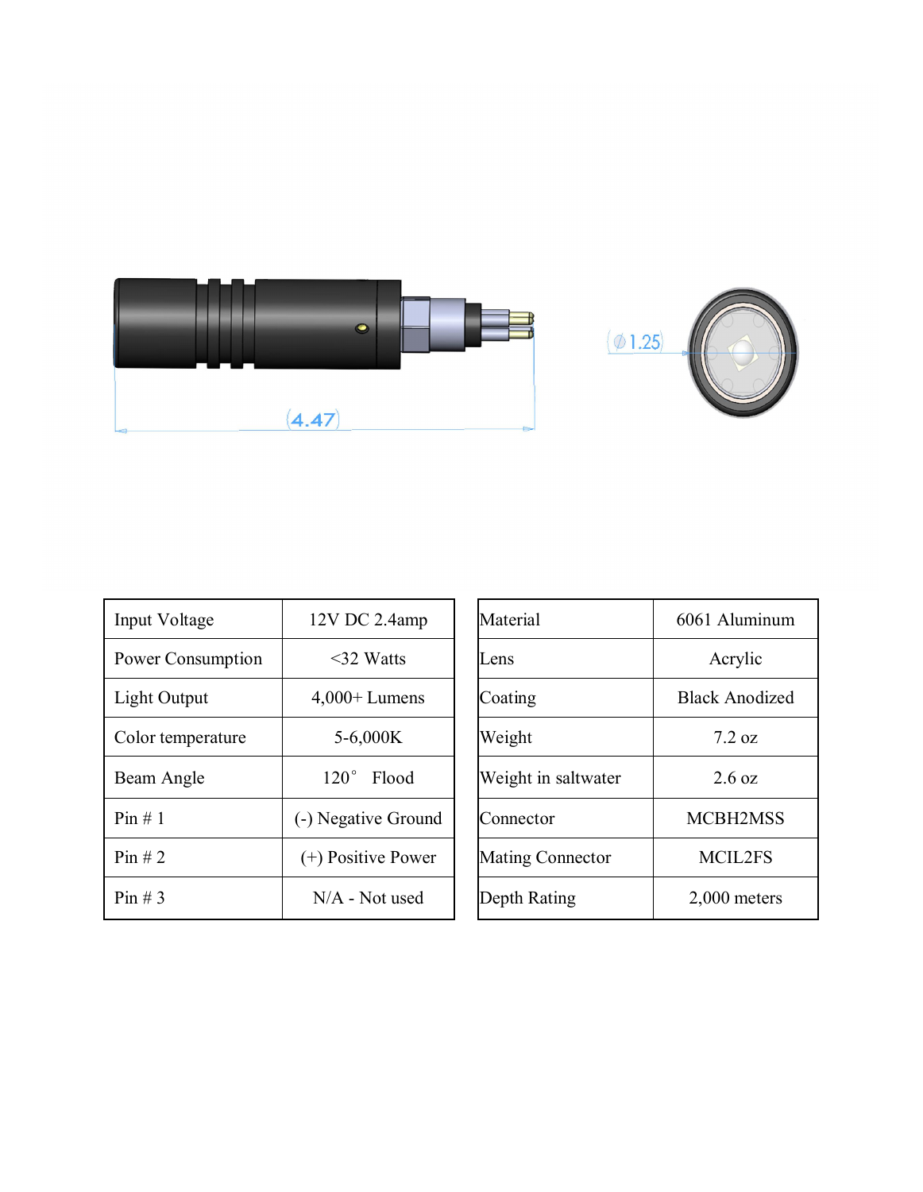(4.47)

⌀1.25

| | |
|---|---|
| Input Voltage | 12V DC 2.4amp |
| Power Consumption | <32 Watts |
| Light Output | 4,000+ Lumens |
| Color temperature | 5-6,000K |
| Beam Angle | 120° Flood |
| Pin # 1 | (-) Negative Ground |
| Pin # 2 | (+) Positive Power |
| Pin # 3 | N/A - Not used |

| | |
|---|---|
| Material | 6061 Aluminum |
| Lens | Acrylic |
| Coating | Black Anodized |
| Weight | 7.2 oz |
| Weight in saltwater | 2.6 oz |
| Connector | MCBH2MSS |
| Mating Connector | MCIL2FS |
| Depth Rating | 2,000 meters |